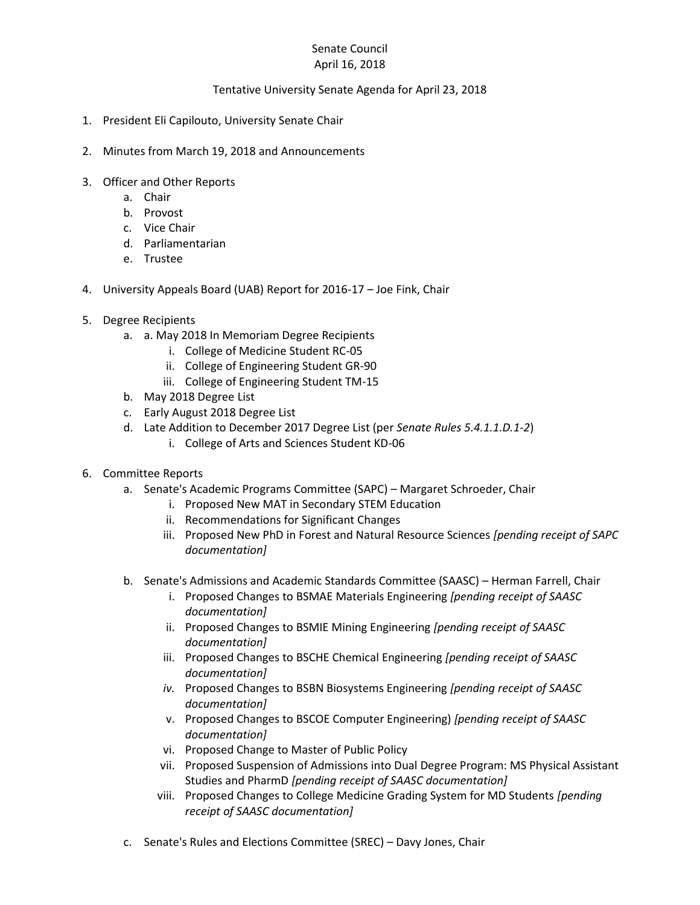Senate Council
April 16, 2018

Tentative University Senate Agenda for April 23, 2018

1. President Eli Capilouto, University Senate Chair

2. Minutes from March 19, 2018 and Announcements

3. Officer and Other Reports
    a. Chair
    b. Provost
    c. Vice Chair
    d. Parliamentarian
    e. Trustee

4. University Appeals Board (UAB) Report for 2016-17 – Joe Fink, Chair

5. Degree Recipients
    a. a. May 2018 In Memoriam Degree Recipients
        i. College of Medicine Student RC-05
        ii. College of Engineering Student GR-90
        iii. College of Engineering Student TM-15
    b. May 2018 Degree List
    c. Early August 2018 Degree List
    d. Late Addition to December 2017 Degree List (per *Senate Rules 5.4.1.1.D.1-2*)
        i. College of Arts and Sciences Student KD-06

6. Committee Reports
    a. Senate's Academic Programs Committee (SAPC) – Margaret Schroeder, Chair
        i. Proposed New MAT in Secondary STEM Education
        ii. Recommendations for Significant Changes
        iii. Proposed New PhD in Forest and Natural Resource Sciences *[pending receipt of SAPC documentation]*

    b. Senate's Admissions and Academic Standards Committee (SAASC) – Herman Farrell, Chair
        i. Proposed Changes to BSMAE Materials Engineering *[pending receipt of SAASC documentation]*
        ii. Proposed Changes to BSMIE Mining Engineering *[pending receipt of SAASC documentation]*
        iii. Proposed Changes to BSCHE Chemical Engineering *[pending receipt of SAASC documentation]*
        *iv.* Proposed Changes to BSBN Biosystems Engineering *[pending receipt of SAASC documentation]*
        v. Proposed Changes to BSCOE Computer Engineering) *[pending receipt of SAASC documentation]*
        vi. Proposed Change to Master of Public Policy
        vii. Proposed Suspension of Admissions into Dual Degree Program: MS Physical Assistant Studies and PharmD *[pending receipt of SAASC documentation]*
        viii. Proposed Changes to College Medicine Grading System for MD Students *[pending receipt of SAASC documentation]*

    c. Senate's Rules and Elections Committee (SREC) – Davy Jones, Chair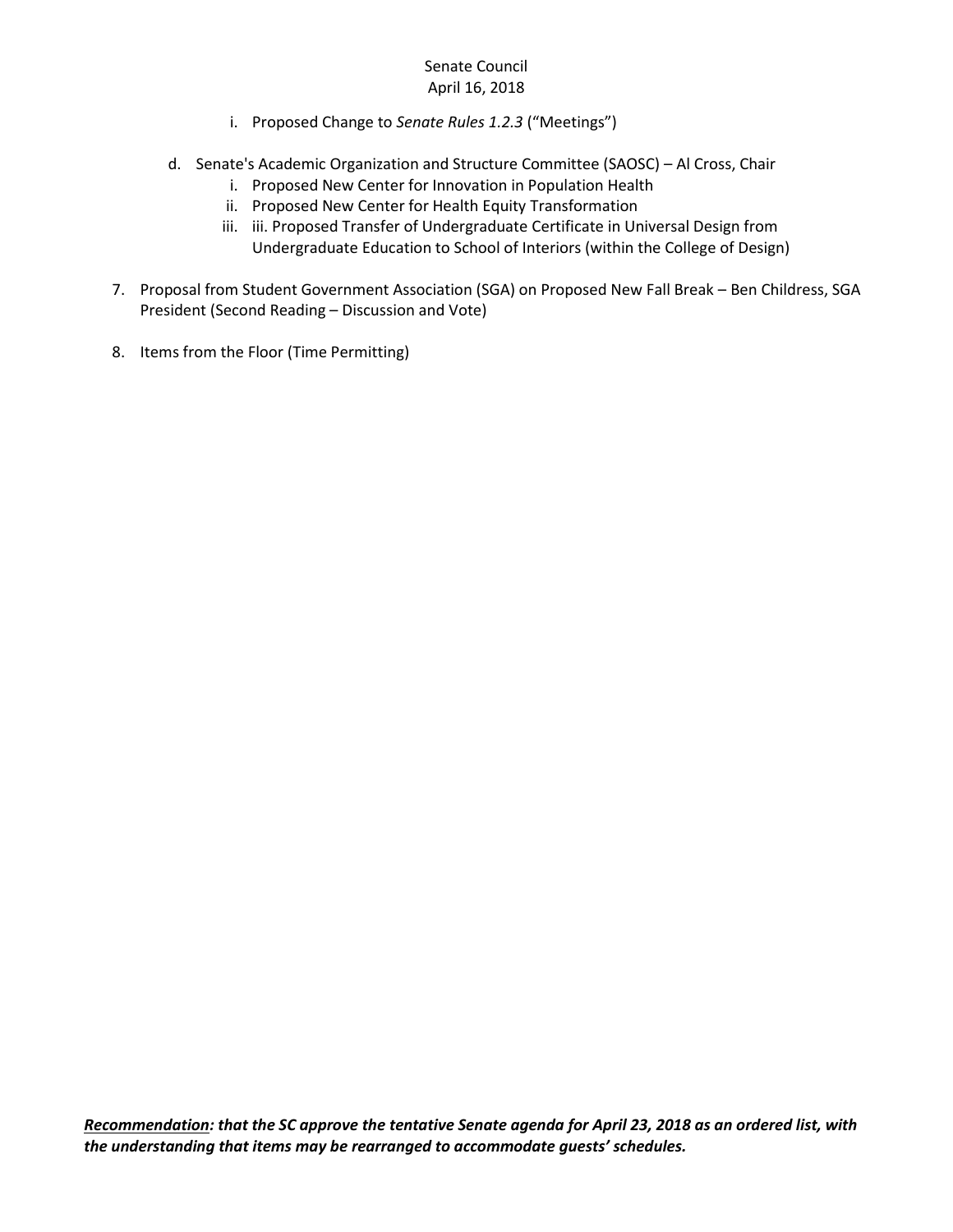i. Proposed Change to *Senate Rules 1.2.3* ("Meetings")

d. Senate's Academic Organization and Structure Committee (SAOSC) – Al Cross, Chair
   i. Proposed New Center for Innovation in Population Health
   ii. Proposed New Center for Health Equity Transformation
   iii. iii. Proposed Transfer of Undergraduate Certificate in Universal Design from Undergraduate Education to School of Interiors (within the College of Design)

7. Proposal from Student Government Association (SGA) on Proposed New Fall Break – Ben Childress, SGA President (Second Reading – Discussion and Vote)

8. Items from the Floor (Time Permitting)

***<u>Recommendation</u>: that the SC approve the tentative Senate agenda for April 23, 2018 as an ordered list, with the understanding that items may be rearranged to accommodate guests' schedules.***